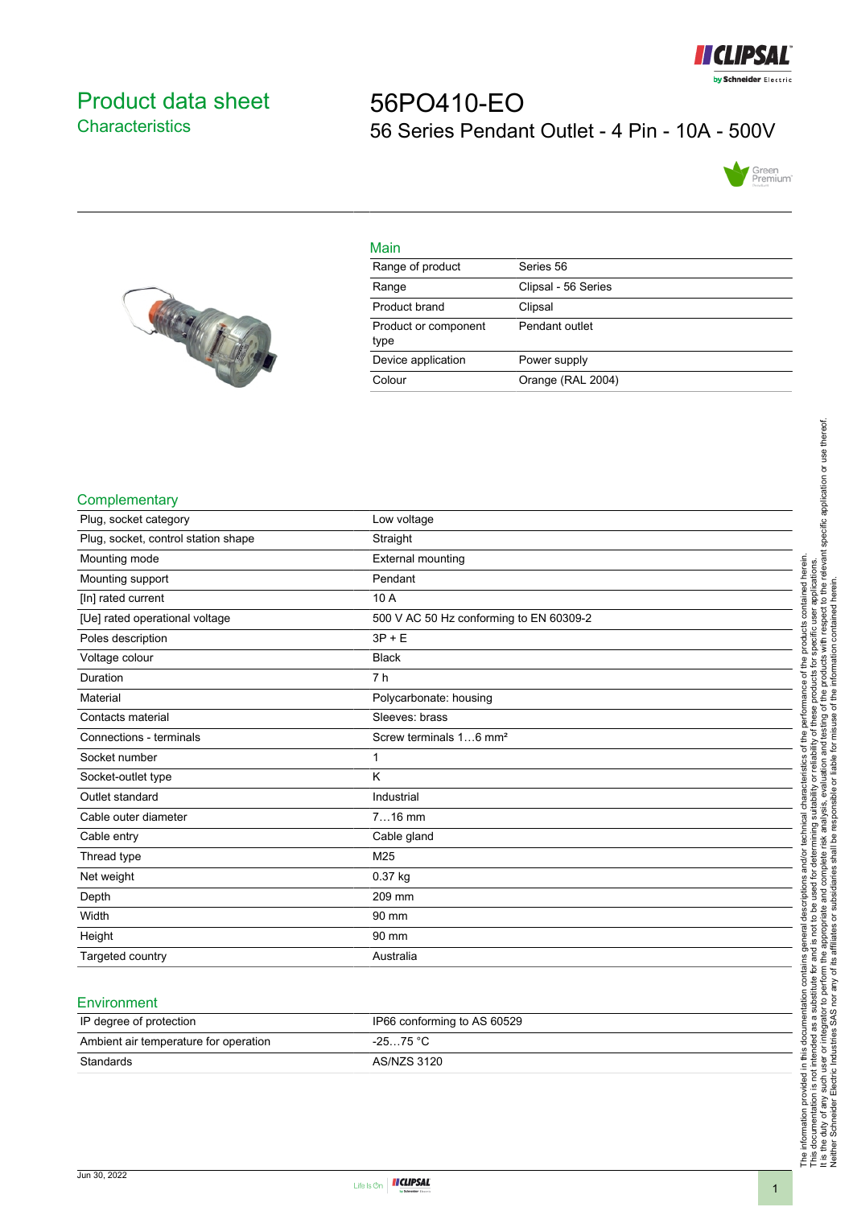# Product data sheet
## Characteristics

# 56PO410-EO
## 56 Series Pendant Outlet - 4 Pin - 10A - 500V

### Main

| | |
|---|---|
| Range of product | Series 56 |
| Range | Clipsal - 56 Series |
| Product brand | Clipsal |
| Product or component type | Pendant outlet |
| Device application | Power supply |
| Colour | Orange (RAL 2004) |

### Complementary

| | |
|---|---|
| Plug, socket category | Low voltage |
| Plug, socket, control station shape | Straight |
| Mounting mode | External mounting |
| Mounting support | Pendant |
| [In] rated current | 10 A |
| [Ue] rated operational voltage | 500 V AC 50 Hz conforming to EN 60309-2 |
| Poles description | 3P + E |
| Voltage colour | Black |
| Duration | 7 h |
| Material | Polycarbonate: housing |
| Contacts material | Sleeves: brass |
| Connections - terminals | Screw terminals 1…6 mm² |
| Socket number | 1 |
| Socket-outlet type | K |
| Outlet standard | Industrial |
| Cable outer diameter | 7…16 mm |
| Cable entry | Cable gland |
| Thread type | M25 |
| Net weight | 0.37 kg |
| Depth | 209 mm |
| Width | 90 mm |
| Height | 90 mm |
| Targeted country | Australia |

### Environment

| | |
|---|---|
| IP degree of protection | IP66 conforming to AS 60529 |
| Ambient air temperature for operation | -25…75 °C |
| Standards | AS/NZS 3120 |

The information provided in this documentation contains general descriptions and/or technical characteristics of the performance of the products contained herein.
This documentation is not intended as a substitute for and is not to be used for determining suitability or reliability of these products for specific user applications.
It is the duty of any such user or integrator to perform the appropriate and complete risk analysis, evaluation and testing of the products with respect to the relevant specific application or use thereof.
Neither Schneider Electric Industries SAS nor any of its affiliates or subsidiaries shall be responsible or liable for misuse of the information contained herein.

Jun 30, 2022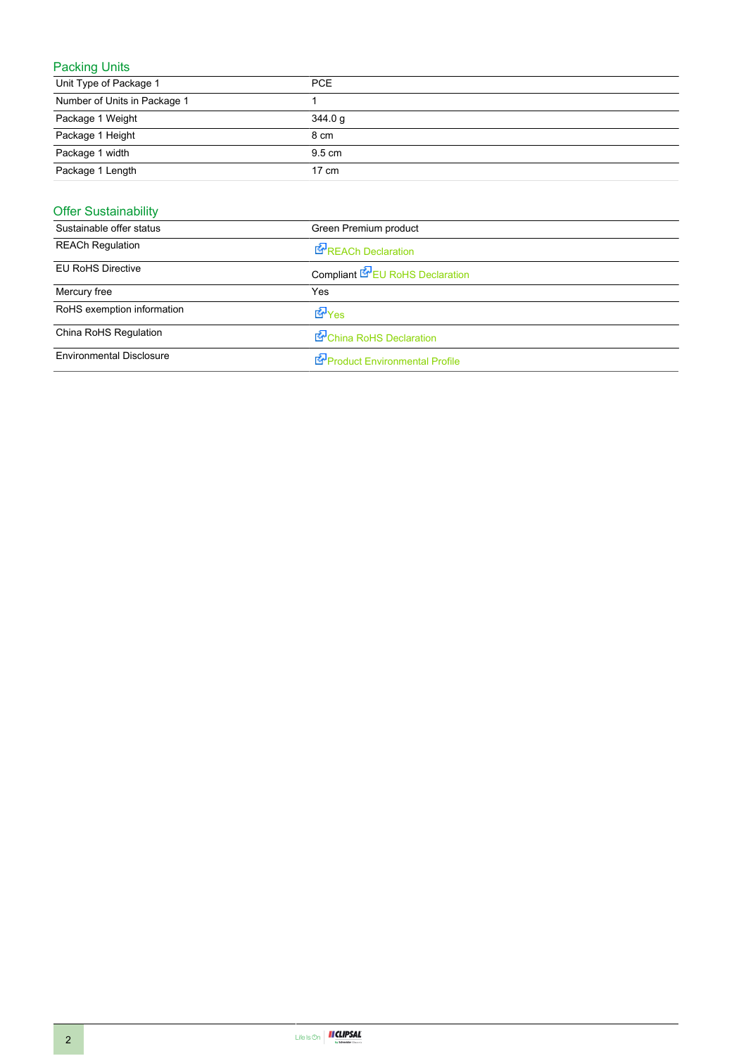## Packing Units

| | |
|---|---|
| Unit Type of Package 1 | PCE |
| Number of Units in Package 1 | 1 |
| Package 1 Weight | 344.0 g |
| Package 1 Height | 8 cm |
| Package 1 width | 9.5 cm |
| Package 1 Length | 17 cm |

## Offer Sustainability

| | |
|---|---|
| Sustainable offer status | Green Premium product |
| REACh Regulation | REACh Declaration |
| EU RoHS Directive | Compliant EU RoHS Declaration |
| Mercury free | Yes |
| RoHS exemption information | Yes |
| China RoHS Regulation | China RoHS Declaration |
| Environmental Disclosure | Product Environmental Profile |